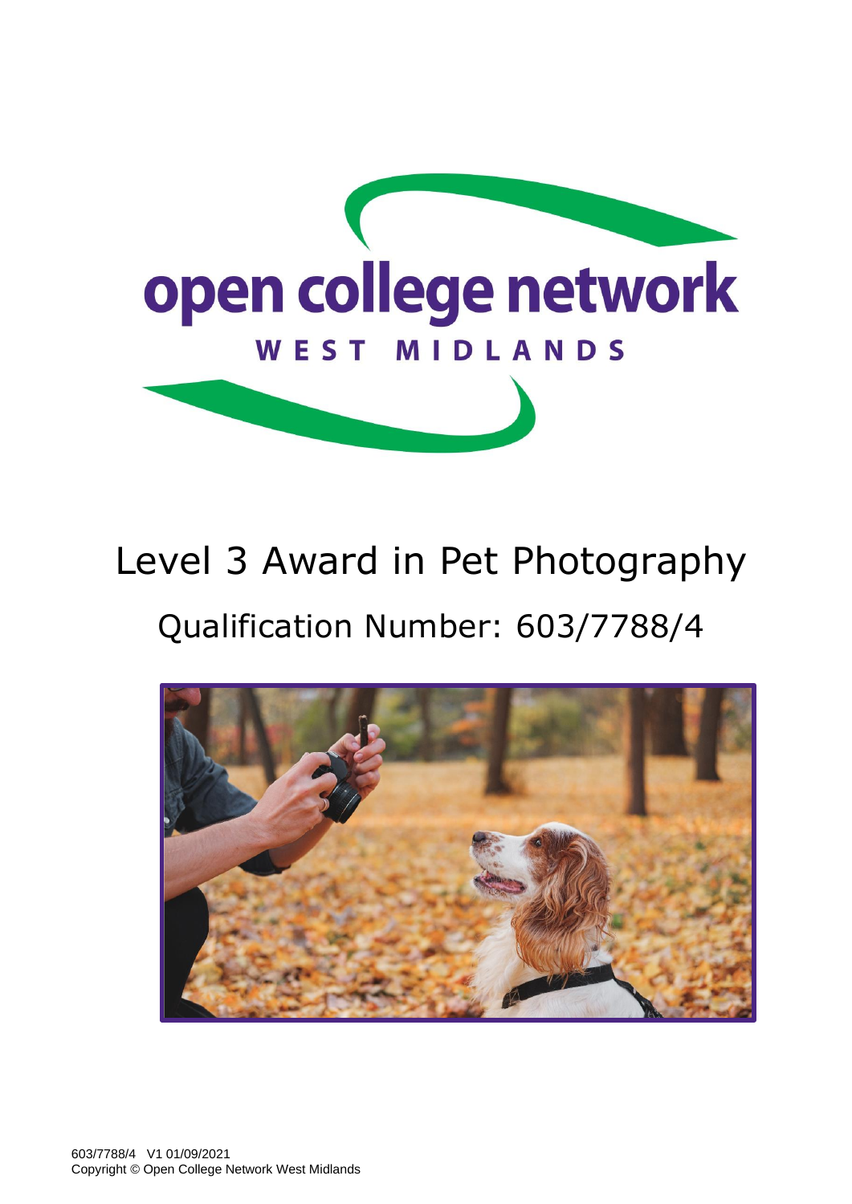open college network

WEST MIDLANDS

# Level 3 Award in Pet Photography

## Qualification Number: 603/7788/4

603/7788/4 V1 01/09/2021
Copyright © Open College Network West Midlands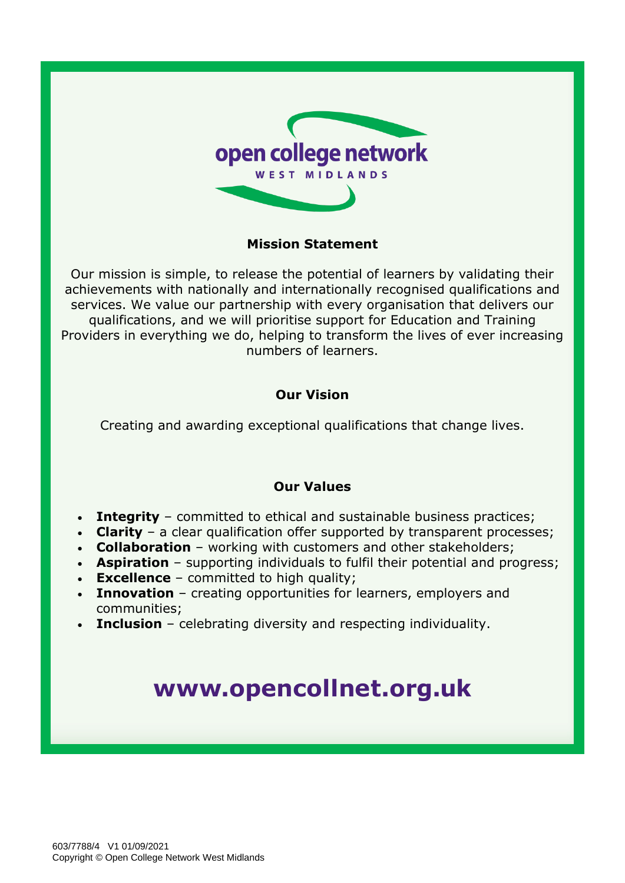open college network

WEST MIDLANDS

## Mission Statement

Our mission is simple, to release the potential of learners by validating their achievements with nationally and internationally recognised qualifications and services. We value our partnership with every organisation that delivers our qualifications, and we will prioritise support for Education and Training Providers in everything we do, helping to transform the lives of ever increasing numbers of learners.

## Our Vision

Creating and awarding exceptional qualifications that change lives.

## Our Values

- **Integrity** – committed to ethical and sustainable business practices;
- **Clarity** – a clear qualification offer supported by transparent processes;
- **Collaboration** – working with customers and other stakeholders;
- **Aspiration** – supporting individuals to fulfil their potential and progress;
- **Excellence** – committed to high quality;
- **Innovation** – creating opportunities for learners, employers and communities;
- **Inclusion** – celebrating diversity and respecting individuality.

# www.opencollnet.org.uk

603/7788/4 V1 01/09/2021
Copyright © Open College Network West Midlands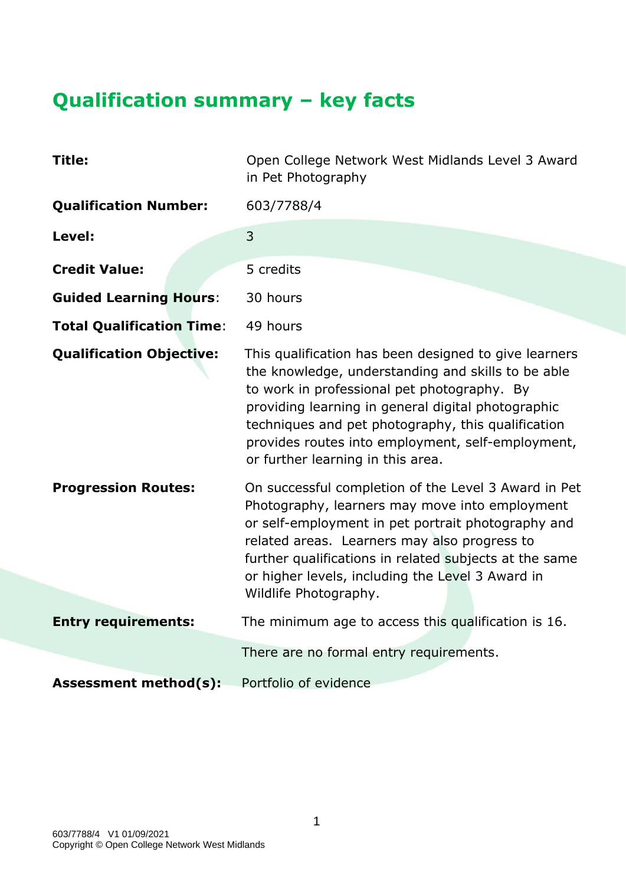# Qualification summary – key facts

| | |
|---|---|
| **Title:** | Open College Network West Midlands Level 3 Award in Pet Photography |
| **Qualification Number:** | 603/7788/4 |
| **Level:** | 3 |
| **Credit Value:** | 5 credits |
| **Guided Learning Hours**: | 30 hours |
| **Total Qualification Time**: | 49 hours |
| **Qualification Objective:** | This qualification has been designed to give learners the knowledge, understanding and skills to be able to work in professional pet photography. By providing learning in general digital photographic techniques and pet photography, this qualification provides routes into employment, self-employment, or further learning in this area. |
| **Progression Routes:** | On successful completion of the Level 3 Award in Pet Photography, learners may move into employment or self-employment in pet portrait photography and related areas. Learners may also progress to further qualifications in related subjects at the same or higher levels, including the Level 3 Award in Wildlife Photography. |
| **Entry requirements:** | The minimum age to access this qualification is 16.<br><br>There are no formal entry requirements. |
| **Assessment method(s):** | Portfolio of evidence |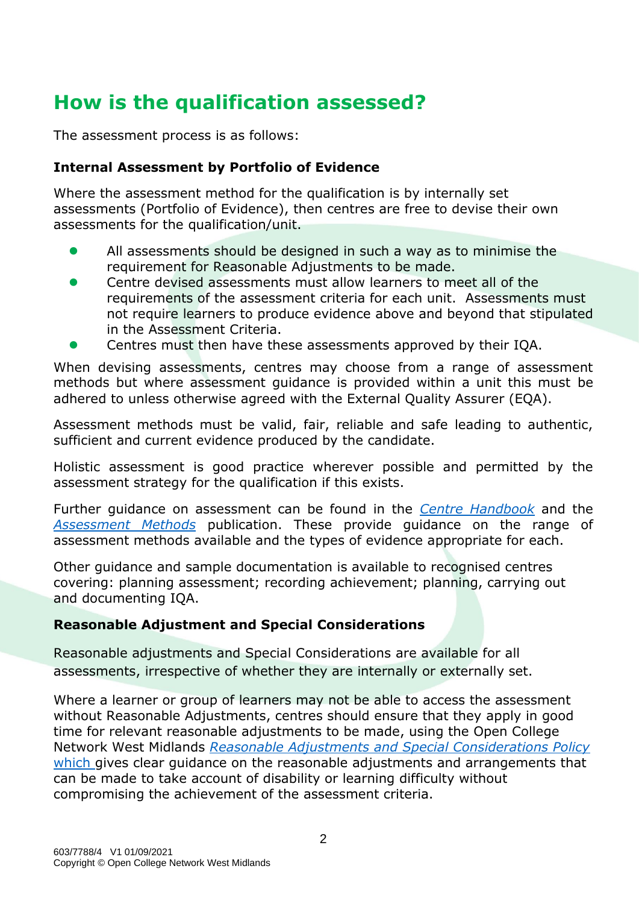# How is the qualification assessed?

The assessment process is as follows:

**Internal Assessment by Portfolio of Evidence**

Where the assessment method for the qualification is by internally set assessments (Portfolio of Evidence), then centres are free to devise their own assessments for the qualification/unit.

- All assessments should be designed in such a way as to minimise the requirement for Reasonable Adjustments to be made.
- Centre devised assessments must allow learners to meet all of the requirements of the assessment criteria for each unit. Assessments must not require learners to produce evidence above and beyond that stipulated in the Assessment Criteria.
- Centres must then have these assessments approved by their IQA.

When devising assessments, centres may choose from a range of assessment methods but where assessment guidance is provided within a unit this must be adhered to unless otherwise agreed with the External Quality Assurer (EQA).

Assessment methods must be valid, fair, reliable and safe leading to authentic, sufficient and current evidence produced by the candidate.

Holistic assessment is good practice wherever possible and permitted by the assessment strategy for the qualification if this exists.

Further guidance on assessment can be found in the *Centre Handbook* and the *Assessment Methods* publication. These provide guidance on the range of assessment methods available and the types of evidence appropriate for each.

Other guidance and sample documentation is available to recognised centres covering: planning assessment; recording achievement; planning, carrying out and documenting IQA.

**Reasonable Adjustment and Special Considerations**

Reasonable adjustments and Special Considerations are available for all assessments, irrespective of whether they are internally or externally set.

Where a learner or group of learners may not be able to access the assessment without Reasonable Adjustments, centres should ensure that they apply in good time for relevant reasonable adjustments to be made, using the Open College Network West Midlands *Reasonable Adjustments and Special Considerations Policy which* gives clear guidance on the reasonable adjustments and arrangements that can be made to take account of disability or learning difficulty without compromising the achievement of the assessment criteria.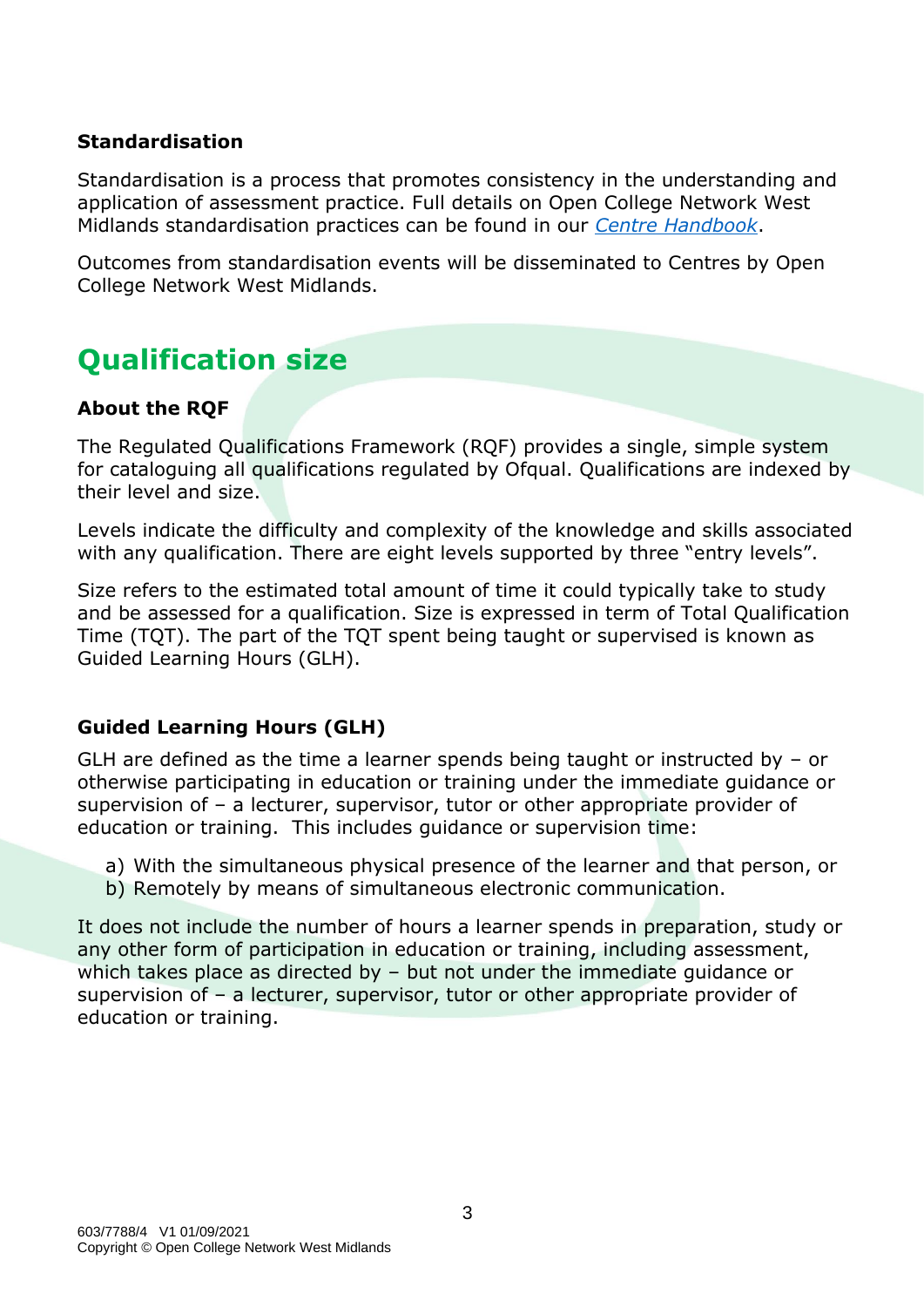### Standardisation

Standardisation is a process that promotes consistency in the understanding and application of assessment practice. Full details on Open College Network West Midlands standardisation practices can be found in our *Centre Handbook*.

Outcomes from standardisation events will be disseminated to Centres by Open College Network West Midlands.

## Qualification size

### About the RQF

The Regulated Qualifications Framework (RQF) provides a single, simple system for cataloguing all qualifications regulated by Ofqual. Qualifications are indexed by their level and size.

Levels indicate the difficulty and complexity of the knowledge and skills associated with any qualification. There are eight levels supported by three "entry levels".

Size refers to the estimated total amount of time it could typically take to study and be assessed for a qualification. Size is expressed in term of Total Qualification Time (TQT). The part of the TQT spent being taught or supervised is known as Guided Learning Hours (GLH).

### Guided Learning Hours (GLH)

GLH are defined as the time a learner spends being taught or instructed by – or otherwise participating in education or training under the immediate guidance or supervision of – a lecturer, supervisor, tutor or other appropriate provider of education or training. This includes guidance or supervision time:

a) With the simultaneous physical presence of the learner and that person, or
b) Remotely by means of simultaneous electronic communication.

It does not include the number of hours a learner spends in preparation, study or any other form of participation in education or training, including assessment, which takes place as directed by – but not under the immediate guidance or supervision of – a lecturer, supervisor, tutor or other appropriate provider of education or training.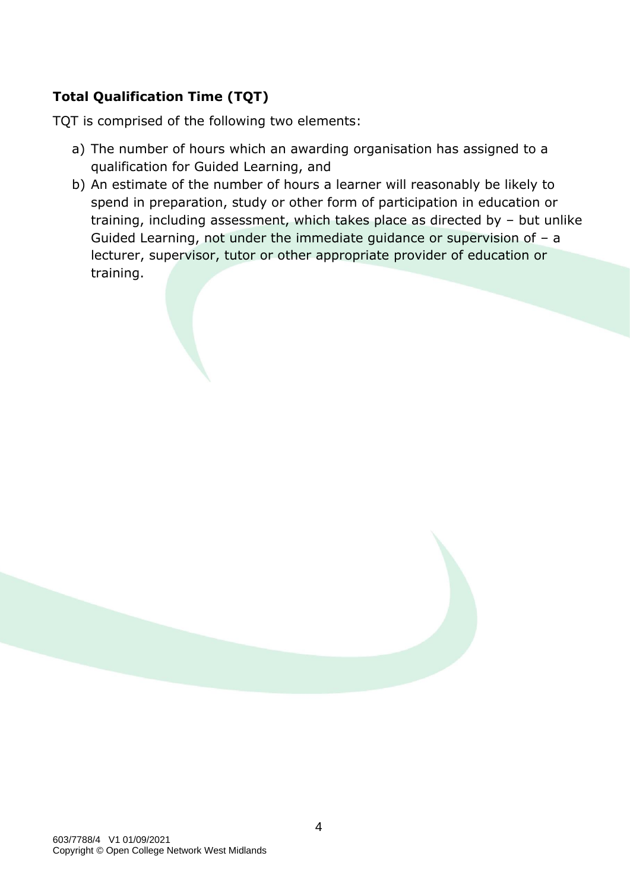**Total Qualification Time (TQT)**

TQT is comprised of the following two elements:

a) The number of hours which an awarding organisation has assigned to a qualification for Guided Learning, and
b) An estimate of the number of hours a learner will reasonably be likely to spend in preparation, study or other form of participation in education or training, including assessment, which takes place as directed by – but unlike Guided Learning, not under the immediate guidance or supervision of – a lecturer, supervisor, tutor or other appropriate provider of education or training.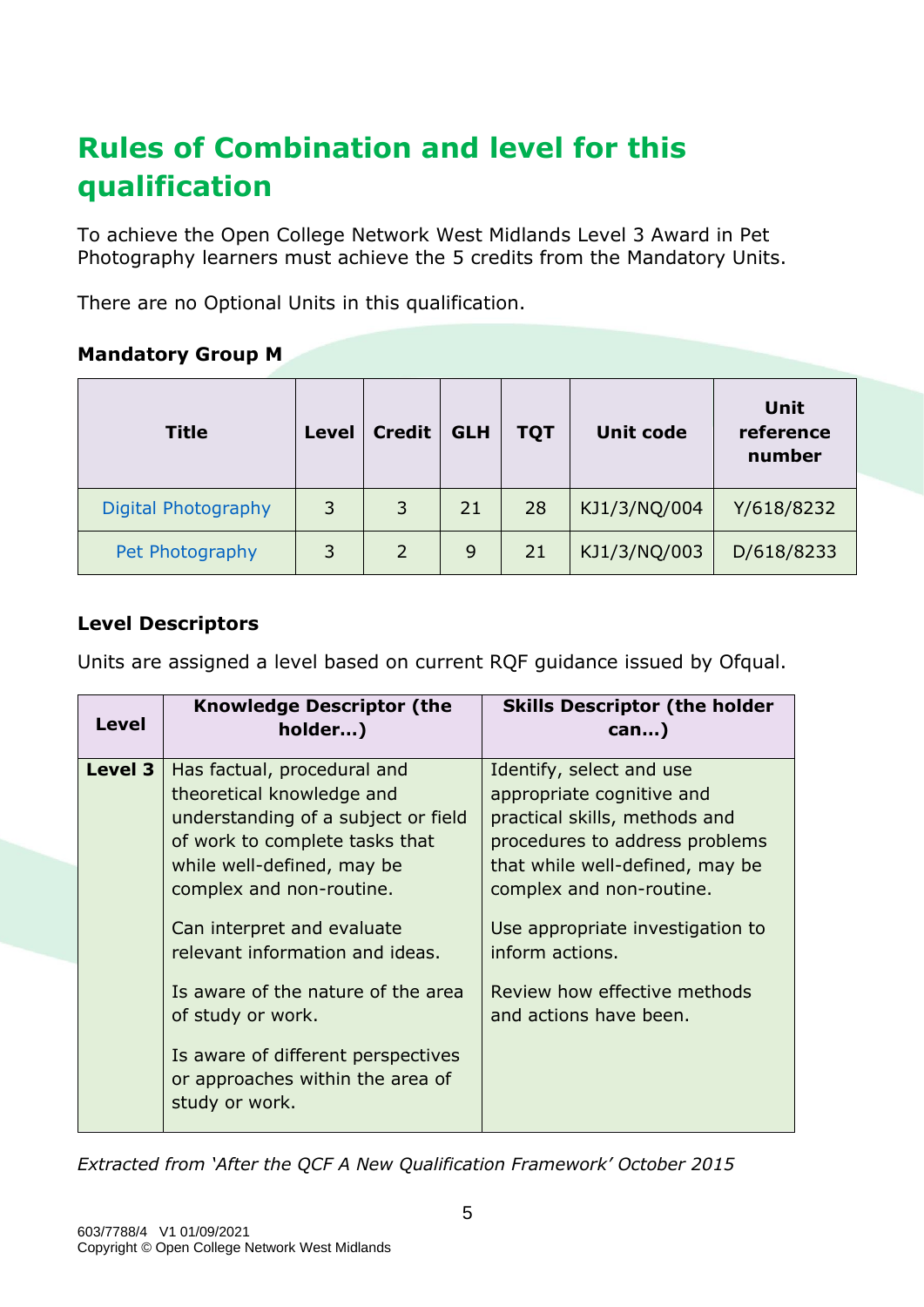# Rules of Combination and level for this qualification

To achieve the Open College Network West Midlands Level 3 Award in Pet Photography learners must achieve the 5 credits from the Mandatory Units.

There are no Optional Units in this qualification.

**Mandatory Group M**

| Title | Level | Credit | GLH | TQT | Unit code | Unit reference number |
|---|---|---|---|---|---|---|
| Digital Photography | 3 | 3 | 21 | 28 | KJ1/3/NQ/004 | Y/618/8232 |
| Pet Photography | 3 | 2 | 9 | 21 | KJ1/3/NQ/003 | D/618/8233 |

**Level Descriptors**

Units are assigned a level based on current RQF guidance issued by Ofqual.

| Level | Knowledge Descriptor (the holder…) | Skills Descriptor (the holder can…) |
|---|---|---|
| Level 3 | Has factual, procedural and theoretical knowledge and understanding of a subject or field of work to complete tasks that while well-defined, may be complex and non-routine.<br><br>Can interpret and evaluate relevant information and ideas.<br><br>Is aware of the nature of the area of study or work.<br><br>Is aware of different perspectives or approaches within the area of study or work. | Identify, select and use appropriate cognitive and practical skills, methods and procedures to address problems that while well-defined, may be complex and non-routine.<br><br>Use appropriate investigation to inform actions.<br><br>Review how effective methods and actions have been. |

*Extracted from 'After the QCF A New Qualification Framework' October 2015*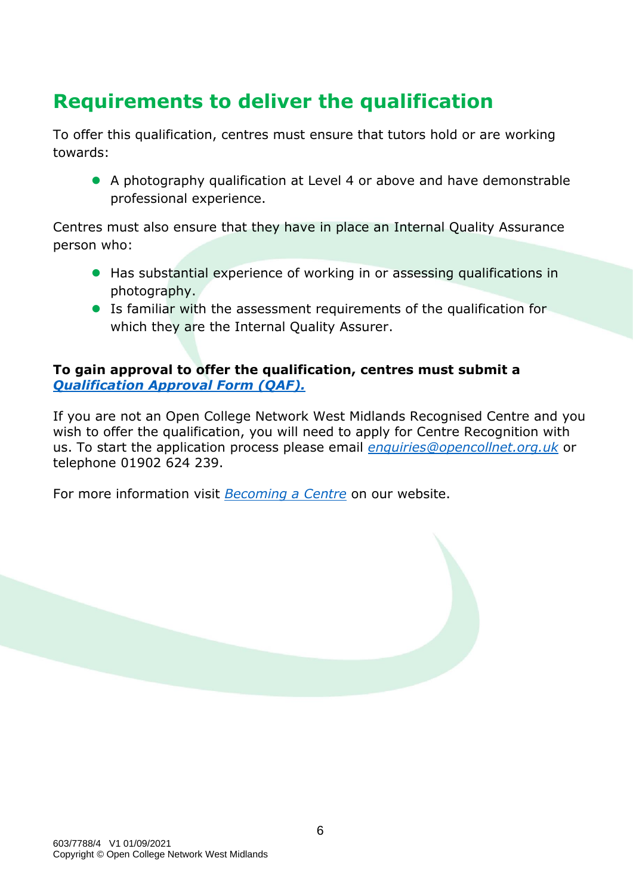## Requirements to deliver the qualification

To offer this qualification, centres must ensure that tutors hold or are working towards:

- A photography qualification at Level 4 or above and have demonstrable professional experience.

Centres must also ensure that they have in place an Internal Quality Assurance person who:

- Has substantial experience of working in or assessing qualifications in photography.
- Is familiar with the assessment requirements of the qualification for which they are the Internal Quality Assurer.

**To gain approval to offer the qualification, centres must submit a *Qualification Approval Form (QAF).***

If you are not an Open College Network West Midlands Recognised Centre and you wish to offer the qualification, you will need to apply for Centre Recognition with us. To start the application process please email *enquiries@opencollnet.org.uk* or telephone 01902 624 239.

For more information visit *Becoming a Centre* on our website.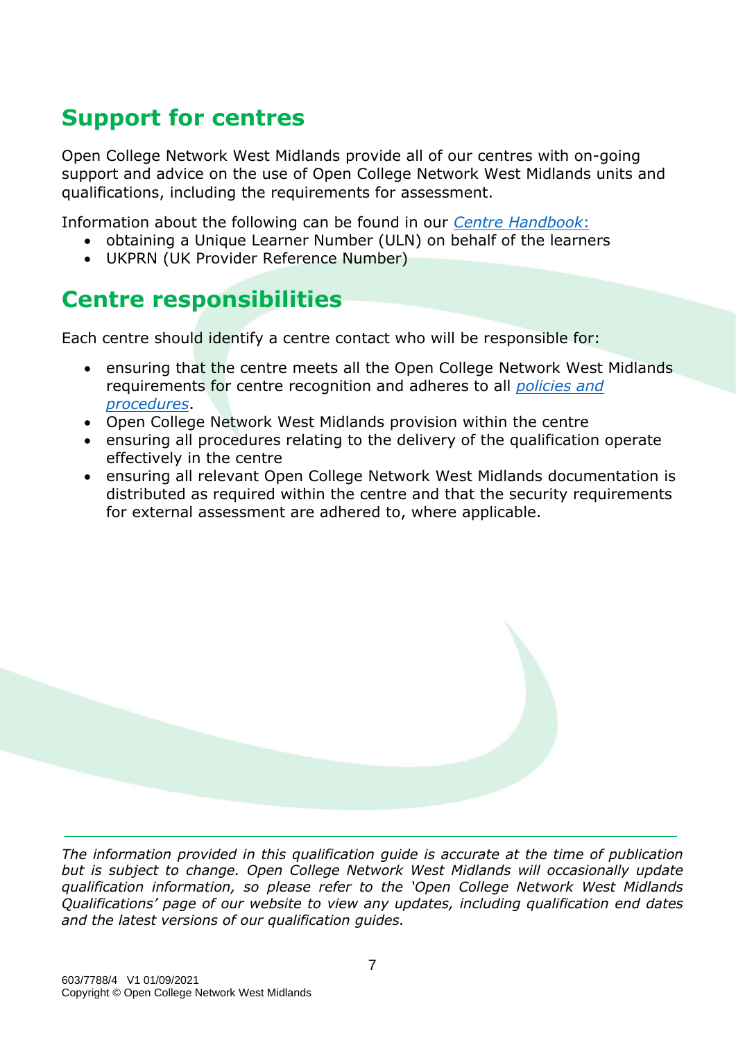## Support for centres

Open College Network West Midlands provide all of our centres with on-going support and advice on the use of Open College Network West Midlands units and qualifications, including the requirements for assessment.

Information about the following can be found in our *Centre Handbook*:

- obtaining a Unique Learner Number (ULN) on behalf of the learners
- UKPRN (UK Provider Reference Number)

## Centre responsibilities

Each centre should identify a centre contact who will be responsible for:

- ensuring that the centre meets all the Open College Network West Midlands requirements for centre recognition and adheres to all *policies and procedures*.
- Open College Network West Midlands provision within the centre
- ensuring all procedures relating to the delivery of the qualification operate effectively in the centre
- ensuring all relevant Open College Network West Midlands documentation is distributed as required within the centre and that the security requirements for external assessment are adhered to, where applicable.

---

*The information provided in this qualification guide is accurate at the time of publication but is subject to change. Open College Network West Midlands will occasionally update qualification information, so please refer to the 'Open College Network West Midlands Qualifications' page of our website to view any updates, including qualification end dates and the latest versions of our qualification guides.*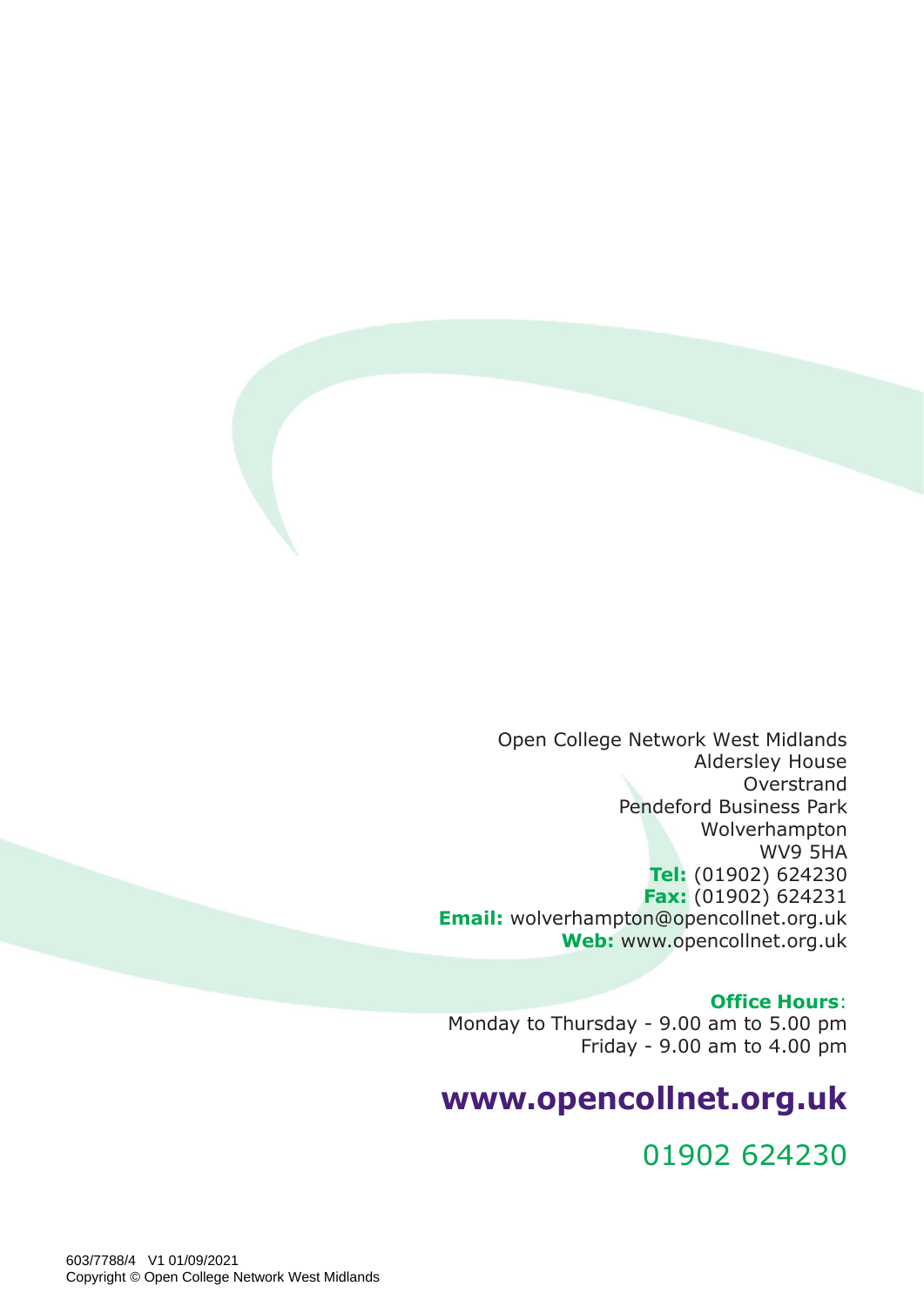Open College Network West Midlands
Aldersley House
Overstrand
Pendeford Business Park
Wolverhampton
WV9 5HA
**Tel:** (01902) 624230
**Fax:** (01902) 624231
**Email:** wolverhampton@opencollnet.org.uk
**Web:** www.opencollnet.org.uk

**Office Hours**:
Monday to Thursday - 9.00 am to 5.00 pm
Friday - 9.00 am to 4.00 pm

**www.opencollnet.org.uk**

01902 624230

603/7788/4 V1 01/09/2021
Copyright © Open College Network West Midlands